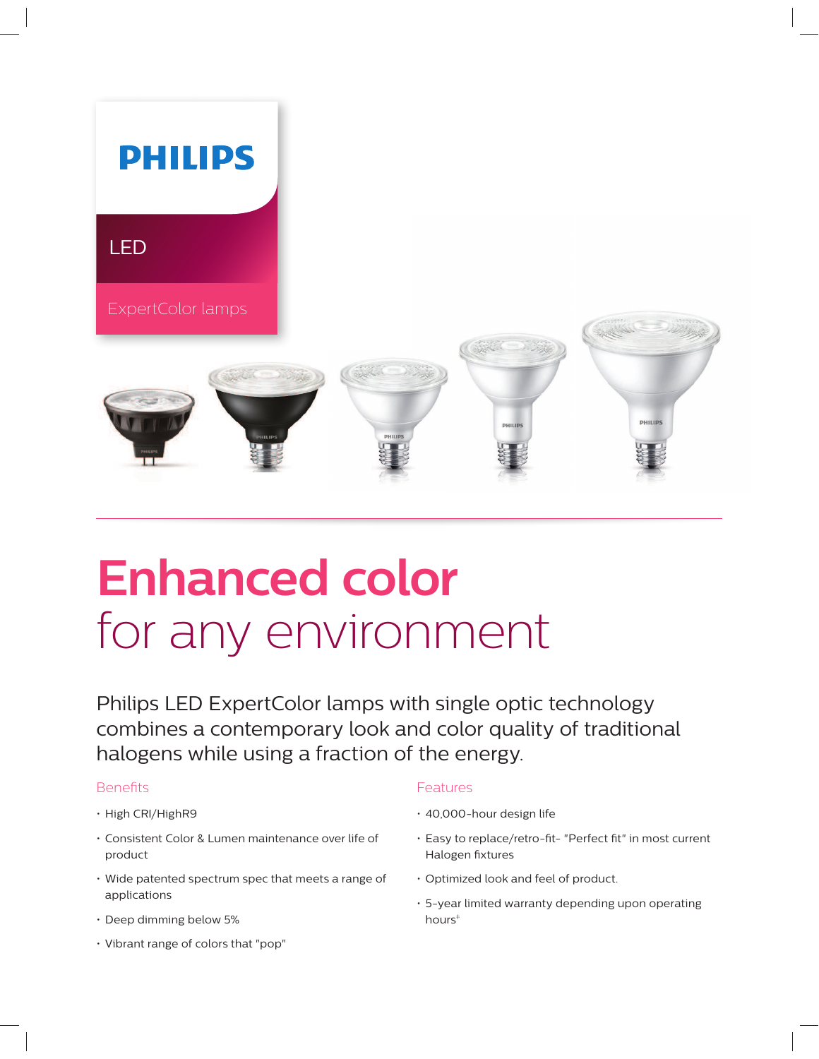PHILIPS

LED

ExpertColor lamps

# Enhanced color
## for any environment

Philips LED ExpertColor lamps with single optic technology combines a contemporary look and color quality of traditional halogens while using a fraction of the energy.

### Benefits

- High CRI/HighR9
- Consistent Color & Lumen maintenance over life of product
- Wide patented spectrum spec that meets a range of applications
- Deep dimming below 5%
- Vibrant range of colors that "pop"

### Features

- 40,000-hour design life
- Easy to replace/retro-fit- "Perfect fit" in most current Halogen fixtures
- Optimized look and feel of product.
- 5-year limited warranty depending upon operating hours‡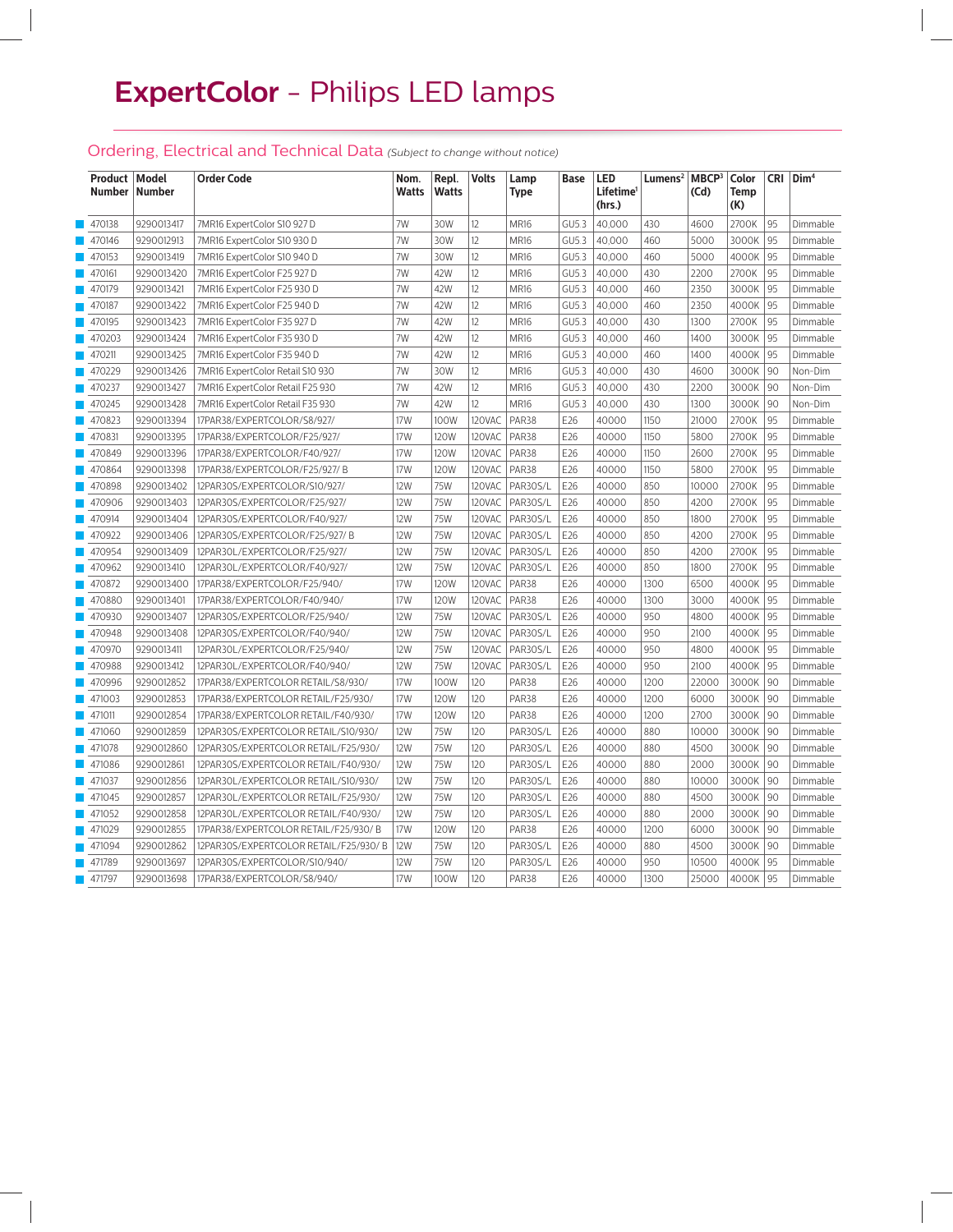# **ExpertColor** - Philips LED lamps

## Ordering, Electrical and Technical Data *(Subject to change without notice)*

| Product Number | Model Number | Order Code | Nom. Watts | Repl. Watts | Volts | Lamp Type | Base | LED Lifetime[1] (hrs.) | Lumens[2] | MBCP[3] (Cd) | Color Temp (K) | CRI | Dim[4] |
|---|---|---|---|---|---|---|---|---|---|---|---|---|---|
| 470138 | 9290013417 | 7MR16 ExpertColor S10 927 D | 7W | 30W | 12 | MR16 | GU5.3 | 40,000 | 430 | 4600 | 2700K | 95 | Dimmable |
| 470146 | 9290012913 | 7MR16 ExpertColor S10 930 D | 7W | 30W | 12 | MR16 | GU5.3 | 40,000 | 460 | 5000 | 3000K | 95 | Dimmable |
| 470153 | 9290013419 | 7MR16 ExpertColor S10 940 D | 7W | 30W | 12 | MR16 | GU5.3 | 40,000 | 460 | 5000 | 4000K | 95 | Dimmable |
| 470161 | 9290013420 | 7MR16 ExpertColor F25 927 D | 7W | 42W | 12 | MR16 | GU5.3 | 40,000 | 430 | 2200 | 2700K | 95 | Dimmable |
| 470179 | 9290013421 | 7MR16 ExpertColor F25 930 D | 7W | 42W | 12 | MR16 | GU5.3 | 40,000 | 460 | 2350 | 3000K | 95 | Dimmable |
| 470187 | 9290013422 | 7MR16 ExpertColor F25 940 D | 7W | 42W | 12 | MR16 | GU5.3 | 40,000 | 460 | 2350 | 4000K | 95 | Dimmable |
| 470195 | 9290013423 | 7MR16 ExpertColor F35 927 D | 7W | 42W | 12 | MR16 | GU5.3 | 40,000 | 430 | 1300 | 2700K | 95 | Dimmable |
| 470203 | 9290013424 | 7MR16 ExpertColor F35 930 D | 7W | 42W | 12 | MR16 | GU5.3 | 40,000 | 460 | 1400 | 3000K | 95 | Dimmable |
| 470211 | 9290013425 | 7MR16 ExpertColor F35 940 D | 7W | 42W | 12 | MR16 | GU5.3 | 40,000 | 460 | 1400 | 4000K | 95 | Dimmable |
| 470229 | 9290013426 | 7MR16 ExpertColor Retail S10 930 | 7W | 30W | 12 | MR16 | GU5.3 | 40,000 | 430 | 4600 | 3000K | 90 | Non-Dim |
| 470237 | 9290013427 | 7MR16 ExpertColor Retail F25 930 | 7W | 42W | 12 | MR16 | GU5.3 | 40,000 | 430 | 2200 | 3000K | 90 | Non-Dim |
| 470245 | 9290013428 | 7MR16 ExpertColor Retail F35 930 | 7W | 42W | 12 | MR16 | GU5.3 | 40,000 | 430 | 1300 | 3000K | 90 | Non-Dim |
| 470823 | 9290013394 | 17PAR38/EXPERTCOLOR/S8/927/ | 17W | 100W | 120VAC | PAR38 | E26 | 40000 | 1150 | 21000 | 2700K | 95 | Dimmable |
| 470831 | 9290013395 | 17PAR38/EXPERTCOLOR/F25/927/ | 17W | 120W | 120VAC | PAR38 | E26 | 40000 | 1150 | 5800 | 2700K | 95 | Dimmable |
| 470849 | 9290013396 | 17PAR38/EXPERTCOLOR/F40/927/ | 17W | 120W | 120VAC | PAR38 | E26 | 40000 | 1150 | 2600 | 2700K | 95 | Dimmable |
| 470864 | 9290013398 | 17PAR38/EXPERTCOLOR/F25/927/ B | 17W | 120W | 120VAC | PAR38 | E26 | 40000 | 1150 | 5800 | 2700K | 95 | Dimmable |
| 470898 | 9290013402 | 12PAR30S/EXPERTCOLOR/S10/927/ | 12W | 75W | 120VAC | PAR30S/L | E26 | 40000 | 850 | 10000 | 2700K | 95 | Dimmable |
| 470906 | 9290013403 | 12PAR30S/EXPERTCOLOR/F25/927/ | 12W | 75W | 120VAC | PAR30S/L | E26 | 40000 | 850 | 4200 | 2700K | 95 | Dimmable |
| 470914 | 9290013404 | 12PAR30S/EXPERTCOLOR/F40/927/ | 12W | 75W | 120VAC | PAR30S/L | E26 | 40000 | 850 | 1800 | 2700K | 95 | Dimmable |
| 470922 | 9290013406 | 12PAR30S/EXPERTCOLOR/F25/927/ B | 12W | 75W | 120VAC | PAR30S/L | E26 | 40000 | 850 | 4200 | 2700K | 95 | Dimmable |
| 470954 | 9290013409 | 12PAR30L/EXPERTCOLOR/F25/927/ | 12W | 75W | 120VAC | PAR30S/L | E26 | 40000 | 850 | 4200 | 2700K | 95 | Dimmable |
| 470962 | 9290013410 | 12PAR30L/EXPERTCOLOR/F40/927/ | 12W | 75W | 120VAC | PAR30S/L | E26 | 40000 | 850 | 1800 | 2700K | 95 | Dimmable |
| 470872 | 9290013400 | 17PAR38/EXPERTCOLOR/F25/940/ | 17W | 120W | 120VAC | PAR38 | E26 | 40000 | 1300 | 6500 | 4000K | 95 | Dimmable |
| 470880 | 9290013401 | 17PAR38/EXPERTCOLOR/F40/940/ | 17W | 120W | 120VAC | PAR38 | E26 | 40000 | 1300 | 3000 | 4000K | 95 | Dimmable |
| 470930 | 9290013407 | 12PAR30S/EXPERTCOLOR/F25/940/ | 12W | 75W | 120VAC | PAR30S/L | E26 | 40000 | 950 | 4800 | 4000K | 95 | Dimmable |
| 470948 | 9290013408 | 12PAR30S/EXPERTCOLOR/F40/940/ | 12W | 75W | 120VAC | PAR30S/L | E26 | 40000 | 950 | 2100 | 4000K | 95 | Dimmable |
| 470970 | 9290013411 | 12PAR30L/EXPERTCOLOR/F25/940/ | 12W | 75W | 120VAC | PAR30S/L | E26 | 40000 | 950 | 4800 | 4000K | 95 | Dimmable |
| 470988 | 9290013412 | 12PAR30L/EXPERTCOLOR/F40/940/ | 12W | 75W | 120VAC | PAR30S/L | E26 | 40000 | 950 | 2100 | 4000K | 95 | Dimmable |
| 470996 | 9290012852 | 17PAR38/EXPERTCOLOR RETAIL/S8/930/ | 17W | 100W | 120 | PAR38 | E26 | 40000 | 1200 | 22000 | 3000K | 90 | Dimmable |
| 471003 | 9290012853 | 17PAR38/EXPERTCOLOR RETAIL/F25/930/ | 17W | 120W | 120 | PAR38 | E26 | 40000 | 1200 | 6000 | 3000K | 90 | Dimmable |
| 471011 | 9290012854 | 17PAR38/EXPERTCOLOR RETAIL/F40/930/ | 17W | 120W | 120 | PAR38 | E26 | 40000 | 1200 | 2700 | 3000K | 90 | Dimmable |
| 471060 | 9290012859 | 12PAR30S/EXPERTCOLOR RETAIL/S10/930/ | 12W | 75W | 120 | PAR30S/L | E26 | 40000 | 880 | 10000 | 3000K | 90 | Dimmable |
| 471078 | 9290012860 | 12PAR30S/EXPERTCOLOR RETAIL/F25/930/ | 12W | 75W | 120 | PAR30S/L | E26 | 40000 | 880 | 4500 | 3000K | 90 | Dimmable |
| 471086 | 9290012861 | 12PAR30S/EXPERTCOLOR RETAIL/F40/930/ | 12W | 75W | 120 | PAR30S/L | E26 | 40000 | 880 | 2000 | 3000K | 90 | Dimmable |
| 471037 | 9290012856 | 12PAR30L/EXPERTCOLOR RETAIL/S10/930/ | 12W | 75W | 120 | PAR30S/L | E26 | 40000 | 880 | 10000 | 3000K | 90 | Dimmable |
| 471045 | 9290012857 | 12PAR30L/EXPERTCOLOR RETAIL/F25/930/ | 12W | 75W | 120 | PAR30S/L | E26 | 40000 | 880 | 4500 | 3000K | 90 | Dimmable |
| 471052 | 9290012858 | 12PAR30L/EXPERTCOLOR RETAIL/F40/930/ | 12W | 75W | 120 | PAR30S/L | E26 | 40000 | 880 | 2000 | 3000K | 90 | Dimmable |
| 471029 | 9290012855 | 17PAR38/EXPERTCOLOR RETAIL/F25/930/ B | 17W | 120W | 120 | PAR38 | E26 | 40000 | 1200 | 6000 | 3000K | 90 | Dimmable |
| 471094 | 9290012862 | 12PAR30S/EXPERTCOLOR RETAIL/F25/930/ B | 12W | 75W | 120 | PAR30S/L | E26 | 40000 | 880 | 4500 | 3000K | 90 | Dimmable |
| 471789 | 9290013697 | 12PAR30S/EXPERTCOLOR/S10/940/ | 12W | 75W | 120 | PAR30S/L | E26 | 40000 | 950 | 10500 | 4000K | 95 | Dimmable |
| 471797 | 9290013698 | 17PAR38/EXPERTCOLOR/S8/940/ | 17W | 100W | 120 | PAR38 | E26 | 40000 | 1300 | 25000 | 4000K | 95 | Dimmable |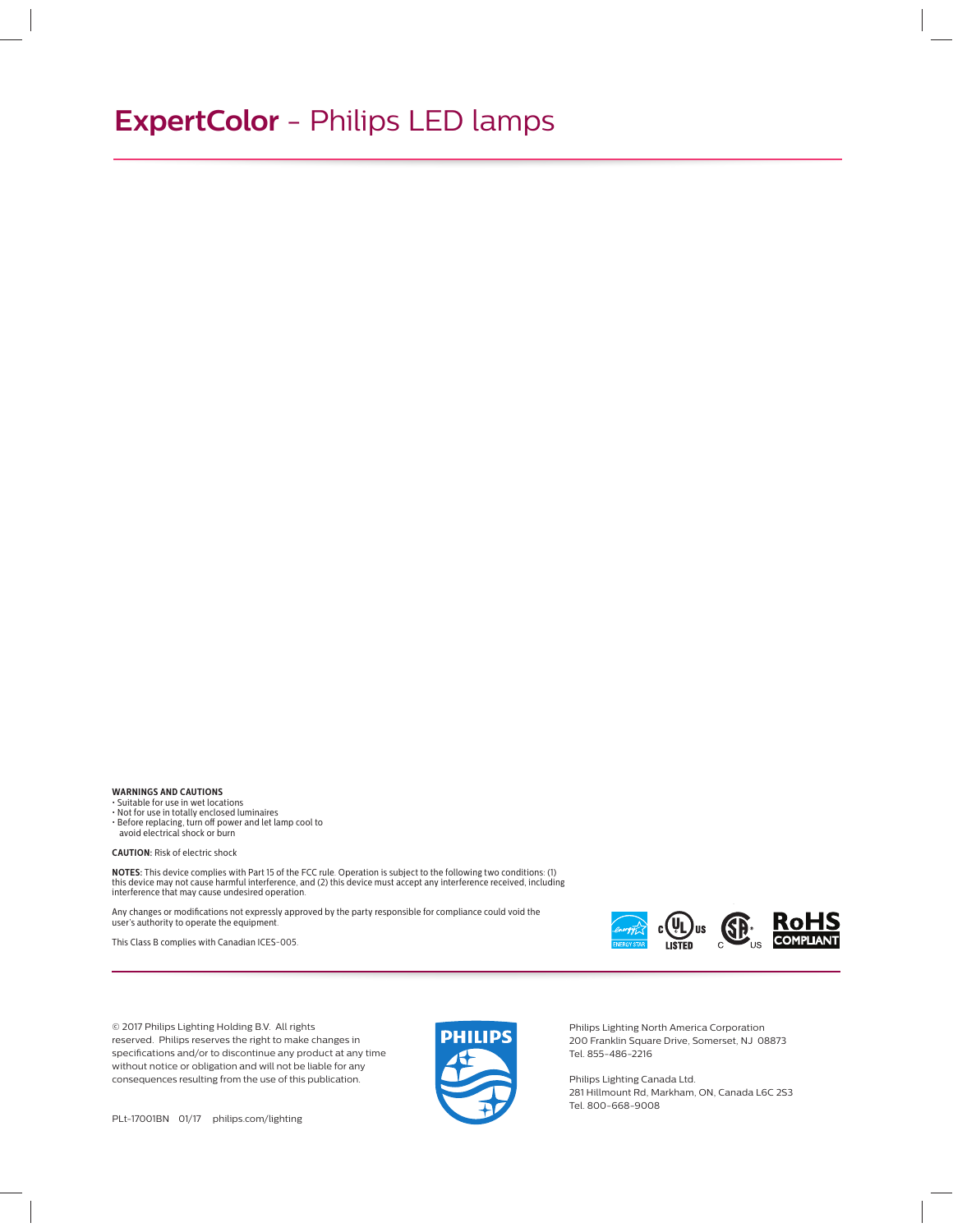# **ExpertColor** - Philips LED lamps

**WARNINGS AND CAUTIONS**

- Suitable for use in wet locations
- Not for use in totally enclosed luminaires
- Before replacing, turn off power and let lamp cool to avoid electrical shock or burn

**CAUTION:** Risk of electric shock

**NOTES:** This device complies with Part 15 of the FCC rule. Operation is subject to the following two conditions: (1) this device may not cause harmful interference, and (2) this device must accept any interference received, including interference that may cause undesired operation.

Any changes or modifications not expressly approved by the party responsible for compliance could void the user's authority to operate the equipment.

This Class B complies with Canadian ICES-005.

© 2017 Philips Lighting Holding B.V. All rights reserved. Philips reserves the right to make changes in specifications and/or to discontinue any product at any time without notice or obligation and will not be liable for any consequences resulting from the use of this publication.

PLt-17001BN 01/17 philips.com/lighting

Philips Lighting North America Corporation
200 Franklin Square Drive, Somerset, NJ 08873
Tel. 855-486-2216

Philips Lighting Canada Ltd.
281 Hillmount Rd, Markham, ON, Canada L6C 2S3
Tel. 800-668-9008